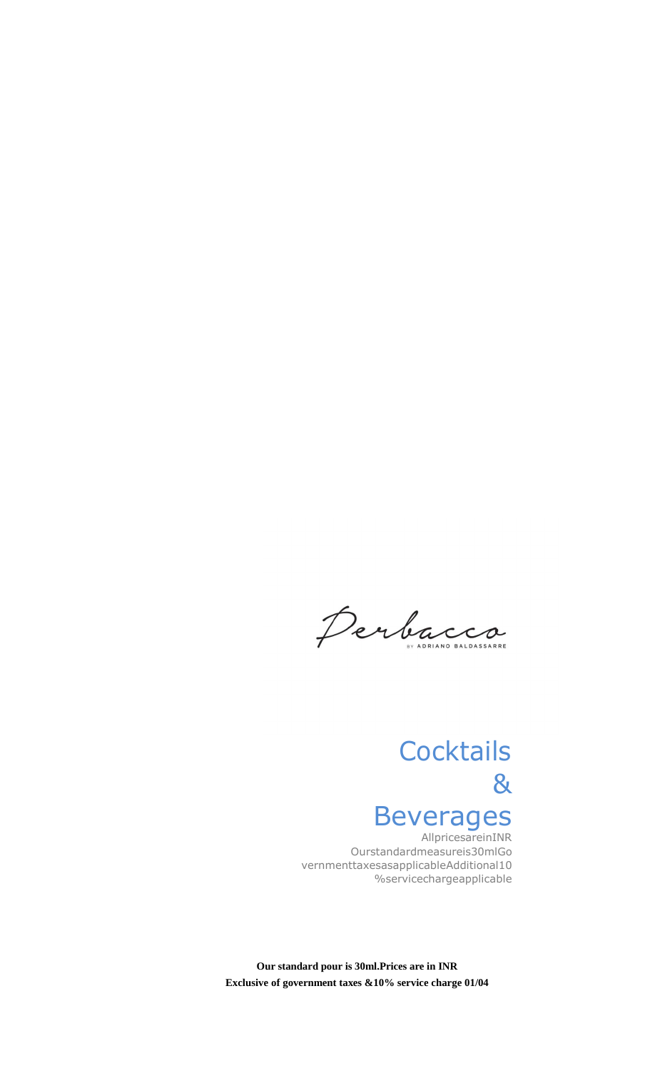Perbacco

BY ADRIANO BALDASSARRE

# Cocktails & Beverages

AllpricesareinINR
Ourstandardmeasureis30mlGo
vernmenttaxesasapplicableAdditional10
%servicechargeapplicable

**Our standard pour is 30ml.Prices are in INR**
**Exclusive of government taxes &10% service charge 01/04**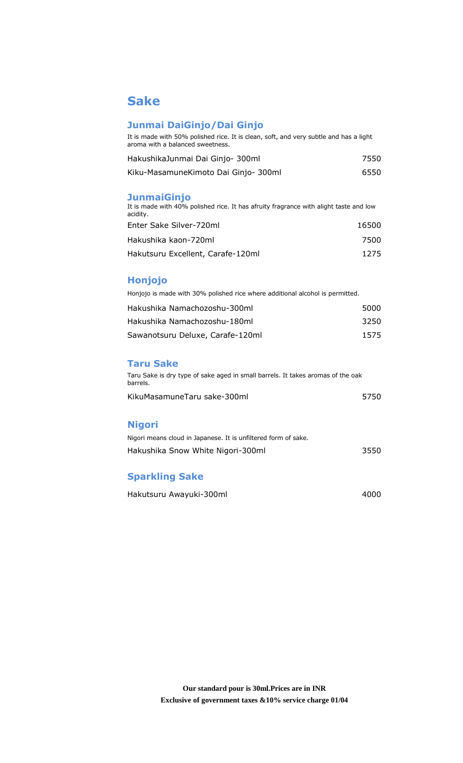# Sake

## Junmai DaiGinjo/Dai Ginjo

It is made with 50% polished rice. It is clean, soft, and very subtle and has a light aroma with a balanced sweetness.

| | |
|---|---|
| HakushikaJunmai Dai Ginjo- 300ml | 7550 |
| Kiku-MasamuneKimoto Dai Ginjo- 300ml | 6550 |

## JunmaiGinjo

It is made with 40% polished rice. It has afruity fragrance with alight taste and low acidity.

| | |
|---|---|
| Enter Sake Silver-720ml | 16500 |
| Hakushika kaon-720ml | 7500 |
| Hakutsuru Excellent, Carafe-120ml | 1275 |

## Honjojo

Honjojo is made with 30% polished rice where additional alcohol is permitted.

| | |
|---|---|
| Hakushika Namachozoshu-300ml | 5000 |
| Hakushika Namachozoshu-180ml | 3250 |
| Sawanotsuru Deluxe, Carafe-120ml | 1575 |

## Taru Sake

Taru Sake is dry type of sake aged in small barrels. It takes aromas of the oak barrels.

| | |
|---|---|
| KikuMasamuneTaru sake-300ml | 5750 |

## Nigori

Nigori means cloud in Japanese. It is unfiltered form of sake.

| | |
|---|---|
| Hakushika Snow White Nigori-300ml | 3550 |

## Sparkling Sake

| | |
|---|---|
| Hakutsuru Awayuki-300ml | 4000 |

**Our standard pour is 30ml.Prices are in INR**
**Exclusive of government taxes &10% service charge 01/04**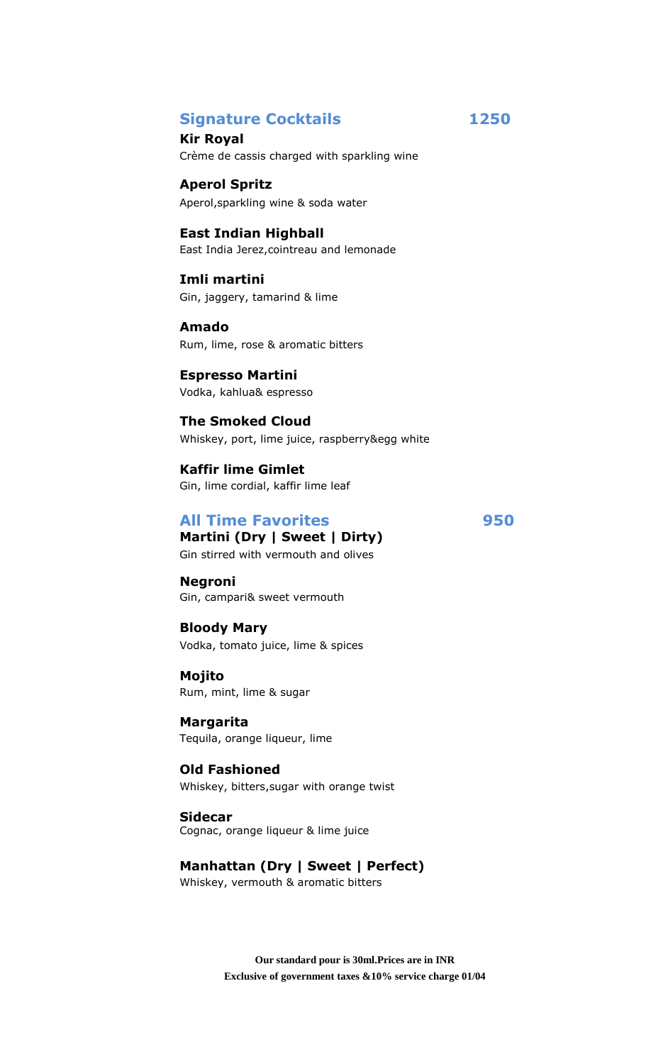## Signature Cocktails 1250

**Kir Royal**
Crème de cassis charged with sparkling wine

**Aperol Spritz**
Aperol,sparkling wine & soda water

**East Indian Highball**
East India Jerez,cointreau and lemonade

**Imli martini**
Gin, jaggery, tamarind & lime

**Amado**
Rum, lime, rose & aromatic bitters

**Espresso Martini**
Vodka, kahlua& espresso

**The Smoked Cloud**
Whiskey, port, lime juice, raspberry&egg white

**Kaffir lime Gimlet**
Gin, lime cordial, kaffir lime leaf

## All Time Favorites 950

**Martini (Dry | Sweet | Dirty)**
Gin stirred with vermouth and olives

**Negroni**
Gin, campari& sweet vermouth

**Bloody Mary**
Vodka, tomato juice, lime & spices

**Mojito**
Rum, mint, lime & sugar

**Margarita**
Tequila, orange liqueur, lime

**Old Fashioned**
Whiskey, bitters,sugar with orange twist

**Sidecar**
Cognac, orange liqueur & lime juice

**Manhattan (Dry | Sweet | Perfect)**
Whiskey, vermouth & aromatic bitters

**Our standard pour is 30ml.Prices are in INR**
**Exclusive of government taxes &10% service charge 01/04**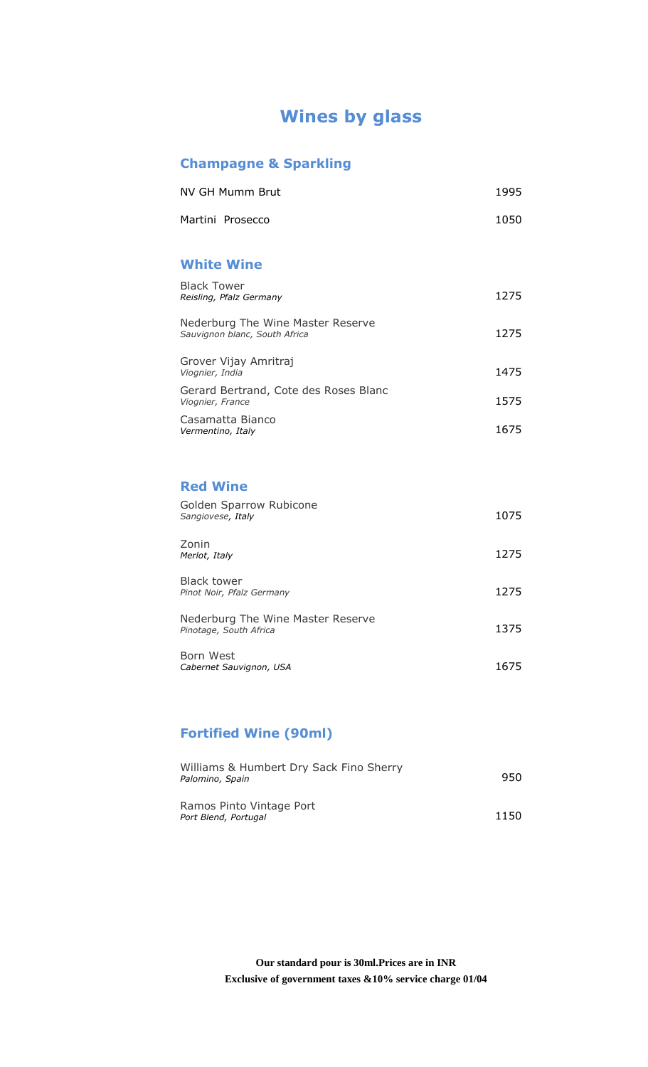# Wines by glass

## Champagne & Sparkling

| | |
|---|---|
| NV GH Mumm Brut | 1995 |
| Martini Prosecco | 1050 |

## White Wine

| | |
|---|---|
| Black Tower<br>*Reisling, Pfalz Germany* | 1275 |
| Nederburg The Wine Master Reserve<br>*Sauvignon blanc, South Africa* | 1275 |
| Grover Vijay Amritraj<br>*Viognier, India* | 1475 |
| Gerard Bertrand, Cote des Roses Blanc<br>*Viognier, France* | 1575 |
| Casamatta Bianco<br>*Vermentino, Italy* | 1675 |

## Red Wine

| | |
|---|---|
| Golden Sparrow Rubicone<br>*Sangiovese, Italy* | 1075 |
| Zonin<br>*Merlot, Italy* | 1275 |
| Black tower<br>*Pinot Noir, Pfalz Germany* | 1275 |
| Nederburg The Wine Master Reserve<br>*Pinotage, South Africa* | 1375 |
| Born West<br>*Cabernet Sauvignon, USA* | 1675 |

## Fortified Wine (90ml)

| | |
|---|---|
| Williams & Humbert Dry Sack Fino Sherry<br>*Palomino, Spain* | 950 |
| Ramos Pinto Vintage Port<br>*Port Blend, Portugal* | 1150 |

**Our standard pour is 30ml.Prices are in INR**

**Exclusive of government taxes &10% service charge 01/04**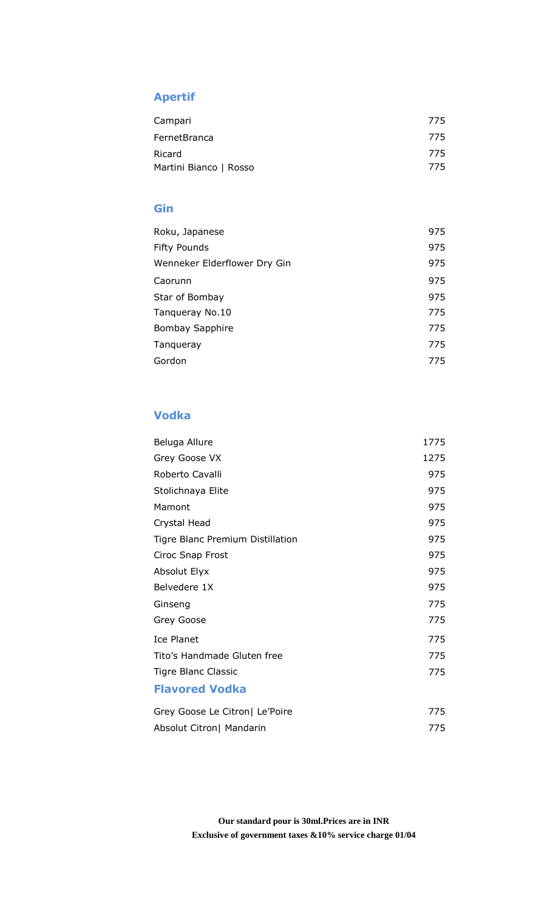## Apertif

| | |
|---|---|
| Campari | 775 |
| FernetBranca | 775 |
| Ricard | 775 |
| Martini Bianco \| Rosso | 775 |

## Gin

| | |
|---|---|
| Roku, Japanese | 975 |
| Fifty Pounds | 975 |
| Wenneker Elderflower Dry Gin | 975 |
| Caorunn | 975 |
| Star of Bombay | 975 |
| Tanqueray No.10 | 775 |
| Bombay Sapphire | 775 |
| Tanqueray | 775 |
| Gordon | 775 |

## Vodka

| | |
|---|---|
| Beluga Allure | 1775 |
| Grey Goose VX | 1275 |
| Roberto Cavalli | 975 |
| Stolichnaya Elite | 975 |
| Mamont | 975 |
| Crystal Head | 975 |
| Tigre Blanc Premium Distillation | 975 |
| Ciroc Snap Frost | 975 |
| Absolut Elyx | 975 |
| Belvedere 1X | 975 |
| Ginseng | 775 |
| Grey Goose | 775 |
| Ice Planet | 775 |
| Tito's Handmade Gluten free | 775 |
| Tigre Blanc Classic | 775 |

## Flavored Vodka

| | |
|---|---|
| Grey Goose Le Citron\| Le'Poire | 775 |
| Absolut Citron\| Mandarin | 775 |

**Our standard pour is 30ml.Prices are in INR**
**Exclusive of government taxes &10% service charge 01/04**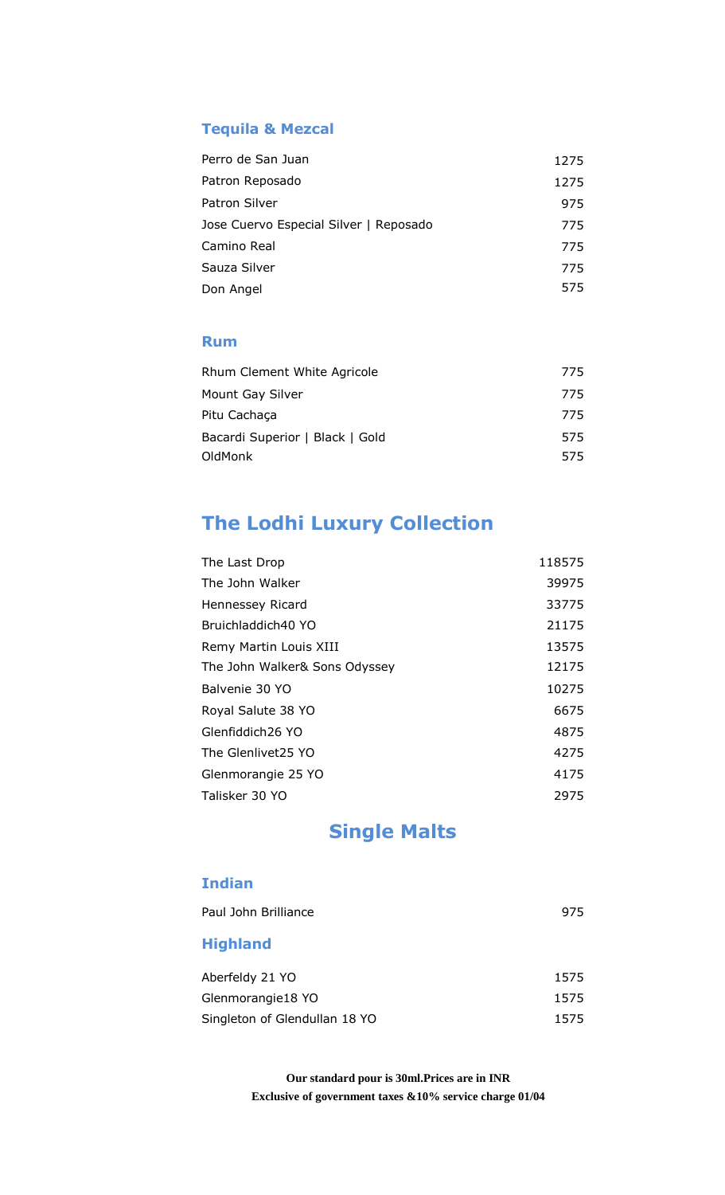### Tequila & Mezcal

| | |
|---|---|
| Perro de San Juan | 1275 |
| Patron Reposado | 1275 |
| Patron Silver | 975 |
| Jose Cuervo Especial Silver \| Reposado | 775 |
| Camino Real | 775 |
| Sauza Silver | 775 |
| Don Angel | 575 |

### Rum

| | |
|---|---|
| Rhum Clement White Agricole | 775 |
| Mount Gay Silver | 775 |
| Pitu Cachaça | 775 |
| Bacardi Superior \| Black \| Gold | 575 |
| OldMonk | 575 |

## The Lodhi Luxury Collection

| | |
|---|---|
| The Last Drop | 118575 |
| The John Walker | 39975 |
| Hennessey Ricard | 33775 |
| Bruichladdich40 YO | 21175 |
| Remy Martin Louis XIII | 13575 |
| The John Walker& Sons Odyssey | 12175 |
| Balvenie 30 YO | 10275 |
| Royal Salute 38 YO | 6675 |
| Glenfiddich26 YO | 4875 |
| The Glenlivet25 YO | 4275 |
| Glenmorangie 25 YO | 4175 |
| Talisker 30 YO | 2975 |

## Single Malts

### Indian

| | |
|---|---|
| Paul John Brilliance | 975 |

### Highland

| | |
|---|---|
| Aberfeldy 21 YO | 1575 |
| Glenmorangie18 YO | 1575 |
| Singleton of Glendullan 18 YO | 1575 |

**Our standard pour is 30ml.Prices are in INR**

**Exclusive of government taxes &10% service charge 01/04**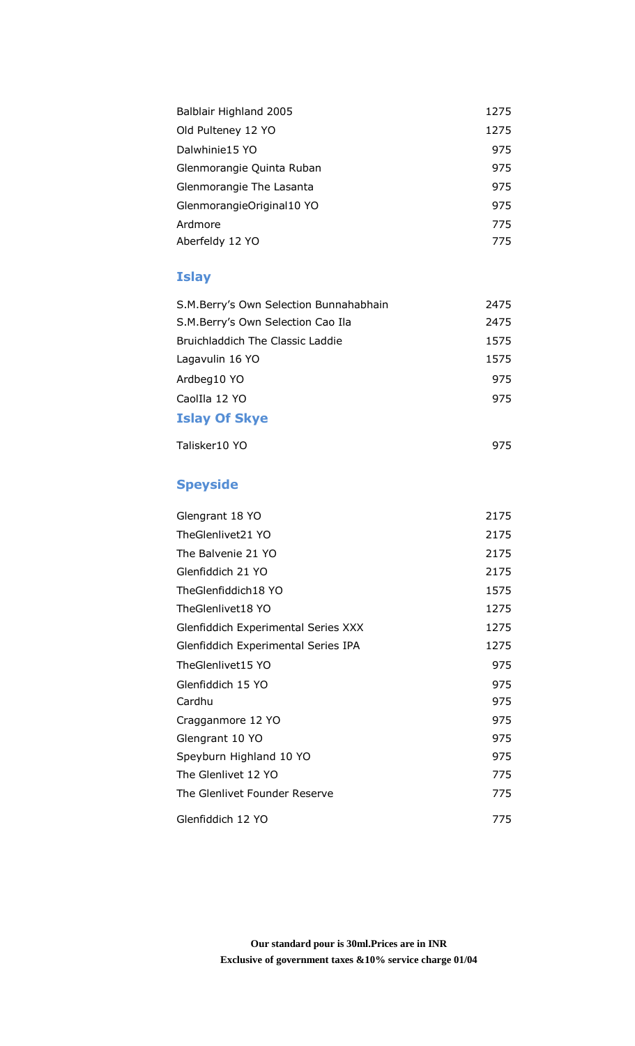| | |
|---|---|
| Balblair Highland 2005 | 1275 |
| Old Pulteney 12 YO | 1275 |
| Dalwhinie15 YO | 975 |
| Glenmorangie Quinta Ruban | 975 |
| Glenmorangie The Lasanta | 975 |
| GlenmorangieOriginal10 YO | 975 |
| Ardmore | 775 |
| Aberfeldy 12 YO | 775 |

## Islay

| | |
|---|---|
| S.M.Berry's Own Selection Bunnahabhain | 2475 |
| S.M.Berry's Own Selection Cao Ila | 2475 |
| Bruichladdich The Classic Laddie | 1575 |
| Lagavulin 16 YO | 1575 |
| Ardbeg10 YO | 975 |
| CaolIla 12 YO | 975 |

## Islay Of Skye

| | |
|---|---|
| Talisker10 YO | 975 |

## Speyside

| | |
|---|---|
| Glengrant 18 YO | 2175 |
| TheGlenlivet21 YO | 2175 |
| The Balvenie 21 YO | 2175 |
| Glenfiddich 21 YO | 2175 |
| TheGlenfiddich18 YO | 1575 |
| TheGlenlivet18 YO | 1275 |
| Glenfiddich Experimental Series XXX | 1275 |
| Glenfiddich Experimental Series IPA | 1275 |
| TheGlenlivet15 YO | 975 |
| Glenfiddich 15 YO | 975 |
| Cardhu | 975 |
| Cragganmore 12 YO | 975 |
| Glengrant 10 YO | 975 |
| Speyburn Highland 10 YO | 975 |
| The Glenlivet 12 YO | 775 |
| The Glenlivet Founder Reserve | 775 |
| Glenfiddich 12 YO | 775 |

**Our standard pour is 30ml.Prices are in INR**
**Exclusive of government taxes &10% service charge 01/04**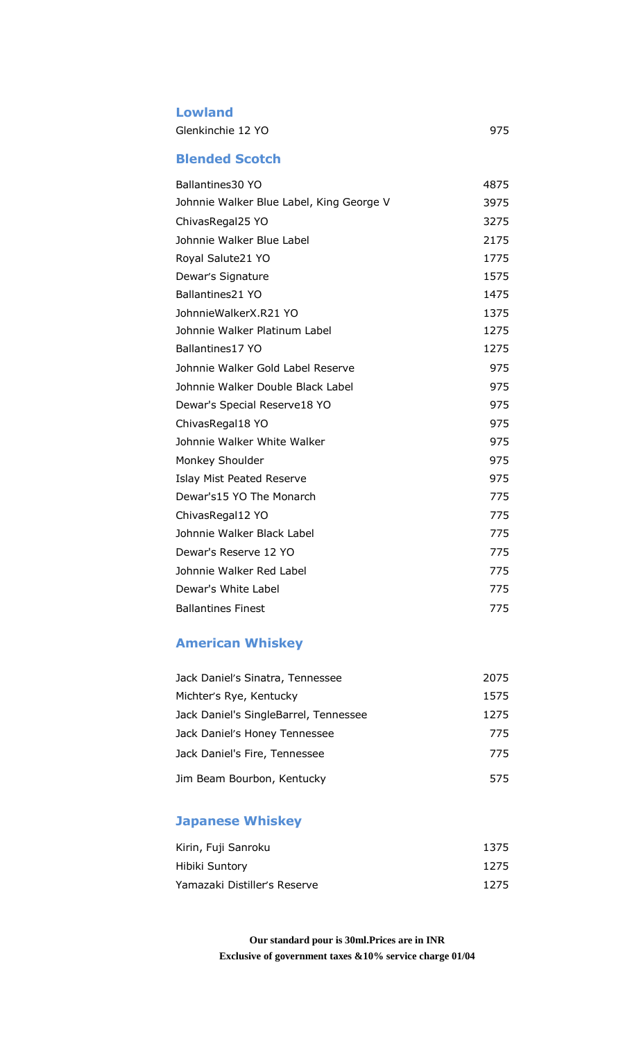## Lowland

| | |
|---|---|
| Glenkinchie 12 YO | 975 |

## Blended Scotch

| | |
|---|---|
| Ballantines30 YO | 4875 |
| Johnnie Walker Blue Label, King George V | 3975 |
| ChivasRegal25 YO | 3275 |
| Johnnie Walker Blue Label | 2175 |
| Royal Salute21 YO | 1775 |
| Dewar's Signature | 1575 |
| Ballantines21 YO | 1475 |
| JohnnieWalkerX.R21 YO | 1375 |
| Johnnie Walker Platinum Label | 1275 |
| Ballantines17 YO | 1275 |
| Johnnie Walker Gold Label Reserve | 975 |
| Johnnie Walker Double Black Label | 975 |
| Dewar's Special Reserve18 YO | 975 |
| ChivasRegal18 YO | 975 |
| Johnnie Walker White Walker | 975 |
| Monkey Shoulder | 975 |
| Islay Mist Peated Reserve | 975 |
| Dewar's15 YO The Monarch | 775 |
| ChivasRegal12 YO | 775 |
| Johnnie Walker Black Label | 775 |
| Dewar's Reserve 12 YO | 775 |
| Johnnie Walker Red Label | 775 |
| Dewar's White Label | 775 |
| Ballantines Finest | 775 |

## American Whiskey

| | |
|---|---|
| Jack Daniel's Sinatra, Tennessee | 2075 |
| Michter's Rye, Kentucky | 1575 |
| Jack Daniel's SingleBarrel, Tennessee | 1275 |
| Jack Daniel's Honey Tennessee | 775 |
| Jack Daniel's Fire, Tennessee | 775 |
| Jim Beam Bourbon, Kentucky | 575 |

## Japanese Whiskey

| | |
|---|---|
| Kirin, Fuji Sanroku | 1375 |
| Hibiki Suntory | 1275 |
| Yamazaki Distiller's Reserve | 1275 |

**Our standard pour is 30ml.Prices are in INR**

**Exclusive of government taxes &10% service charge 01/04**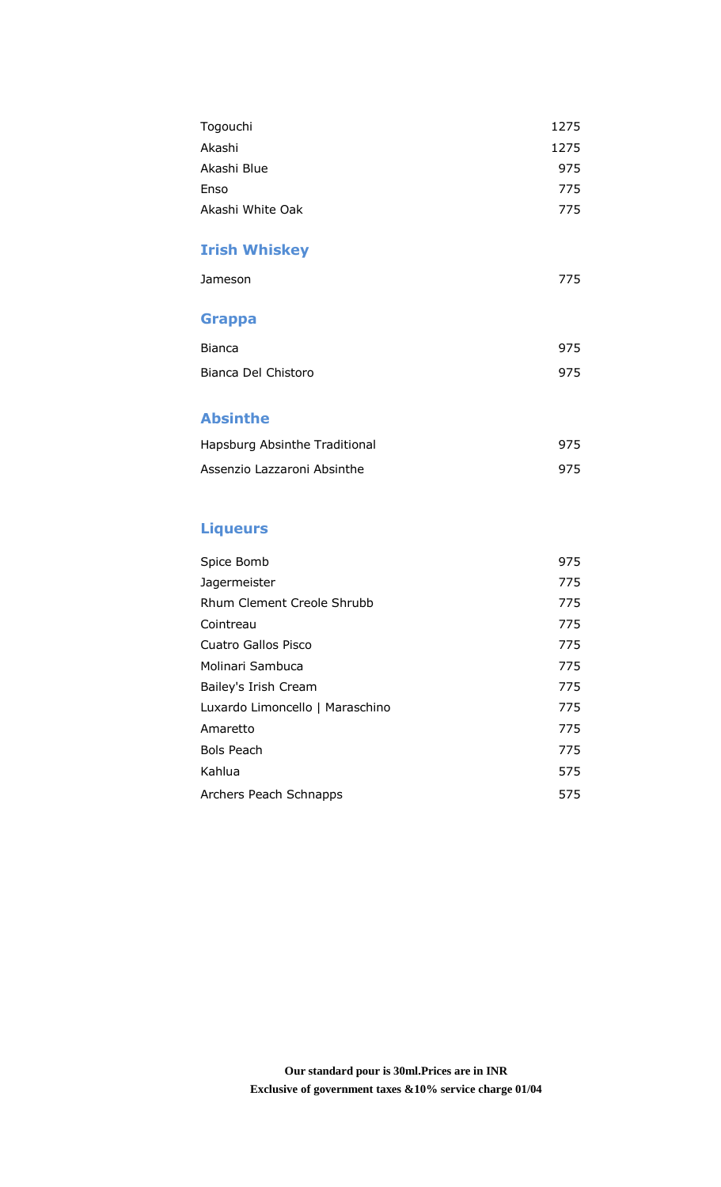| | |
|---|---|
| Togouchi | 1275 |
| Akashi | 1275 |
| Akashi Blue | 975 |
| Enso | 775 |
| Akashi White Oak | 775 |

## Irish Whiskey

| | |
|---|---|
| Jameson | 775 |

## Grappa

| | |
|---|---|
| Bianca | 975 |
| Bianca Del Chistoro | 975 |

## Absinthe

| | |
|---|---|
| Hapsburg Absinthe Traditional | 975 |
| Assenzio Lazzaroni Absinthe | 975 |

## Liqueurs

| | |
|---|---|
| Spice Bomb | 975 |
| Jagermeister | 775 |
| Rhum Clement Creole Shrubb | 775 |
| Cointreau | 775 |
| Cuatro Gallos Pisco | 775 |
| Molinari Sambuca | 775 |
| Bailey's Irish Cream | 775 |
| Luxardo Limoncello \| Maraschino | 775 |
| Amaretto | 775 |
| Bols Peach | 775 |
| Kahlua | 575 |
| Archers Peach Schnapps | 575 |

**Our standard pour is 30ml.Prices are in INR**
**Exclusive of government taxes &10% service charge 01/04**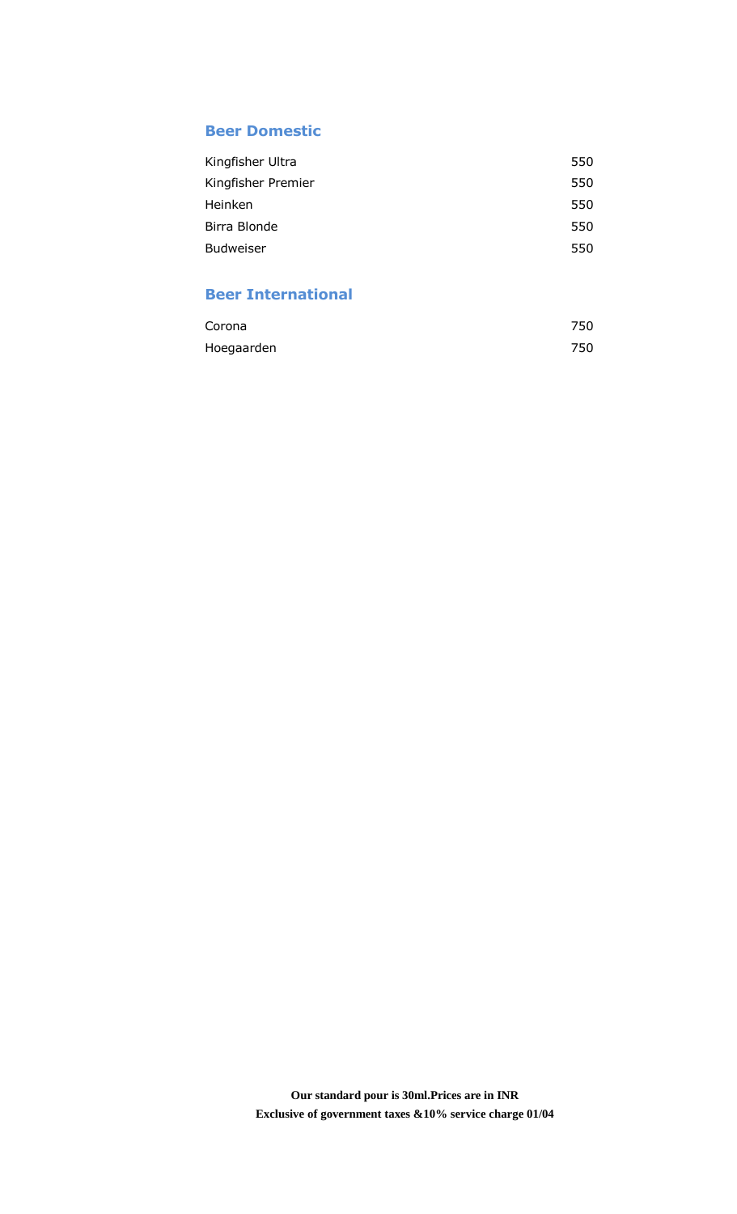## Beer Domestic

| | |
|---|---|
| Kingfisher Ultra | 550 |
| Kingfisher Premier | 550 |
| Heinken | 550 |
| Birra Blonde | 550 |
| Budweiser | 550 |

## Beer International

| | |
|---|---|
| Corona | 750 |
| Hoegaarden | 750 |

**Our standard pour is 30ml.Prices are in INR**
**Exclusive of government taxes &10% service charge 01/04**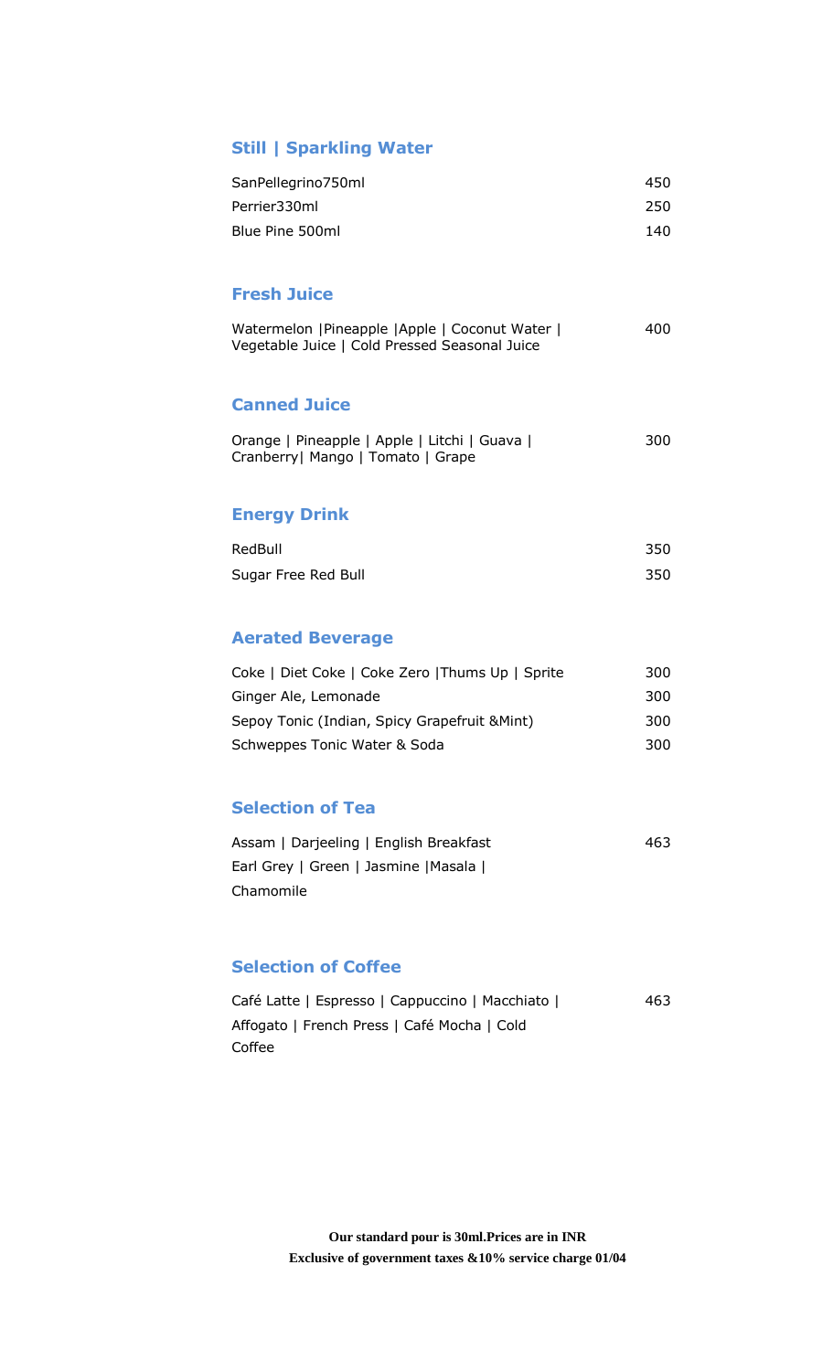## Still | Sparkling Water

| | |
|---|---|
| SanPellegrino750ml | 450 |
| Perrier330ml | 250 |
| Blue Pine 500ml | 140 |

## Fresh Juice

| | |
|---|---|
| Watermelon \|Pineapple \|Apple \| Coconut Water \| Vegetable Juice \| Cold Pressed Seasonal Juice | 400 |

## Canned Juice

| | |
|---|---|
| Orange \| Pineapple \| Apple \| Litchi \| Guava \| Cranberry\| Mango \| Tomato \| Grape | 300 |

## Energy Drink

| | |
|---|---|
| RedBull | 350 |
| Sugar Free Red Bull | 350 |

## Aerated Beverage

| | |
|---|---|
| Coke \| Diet Coke \| Coke Zero \|Thums Up \| Sprite | 300 |
| Ginger Ale, Lemonade | 300 |
| Sepoy Tonic (Indian, Spicy Grapefruit &Mint) | 300 |
| Schweppes Tonic Water & Soda | 300 |

## Selection of Tea

| | |
|---|---|
| Assam \| Darjeeling \| English Breakfast Earl Grey \| Green \| Jasmine \|Masala \| Chamomile | 463 |

## Selection of Coffee

| | |
|---|---|
| Café Latte \| Espresso \| Cappuccino \| Macchiato \| Affogato \| French Press \| Café Mocha \| Cold Coffee | 463 |

**Our standard pour is 30ml.Prices are in INR**
**Exclusive of government taxes &10% service charge 01/04**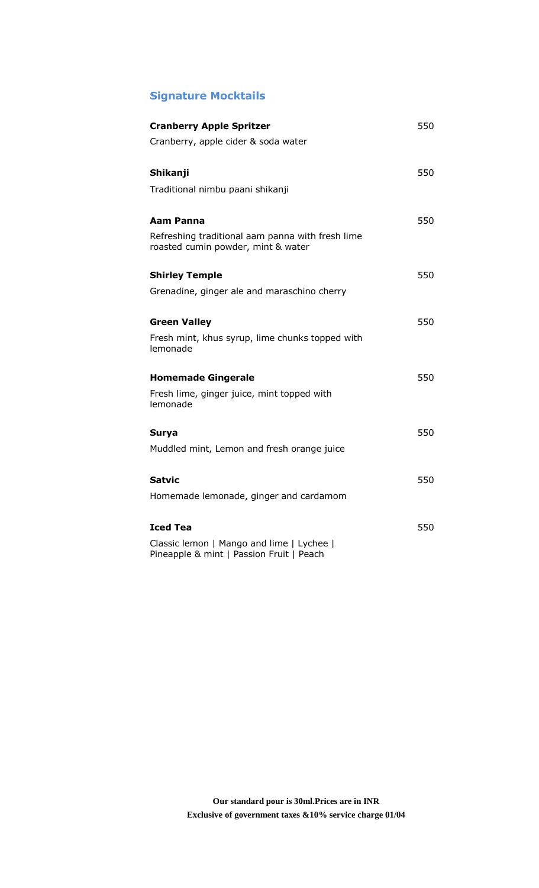## Signature Mocktails

**Cranberry Apple Spritzer** 550

Cranberry, apple cider & soda water

**Shikanji** 550

Traditional nimbu paani shikanji

**Aam Panna** 550

Refreshing traditional aam panna with fresh lime roasted cumin powder, mint & water

**Shirley Temple** 550

Grenadine, ginger ale and maraschino cherry

**Green Valley** 550

Fresh mint, khus syrup, lime chunks topped with lemonade

**Homemade Gingerale** 550

Fresh lime, ginger juice, mint topped with lemonade

**Surya** 550

Muddled mint, Lemon and fresh orange juice

**Satvic** 550

Homemade lemonade, ginger and cardamom

**Iced Tea** 550

Classic lemon | Mango and lime | Lychee | Pineapple & mint | Passion Fruit | Peach

**Our standard pour is 30ml.Prices are in INR**
**Exclusive of government taxes &10% service charge 01/04**